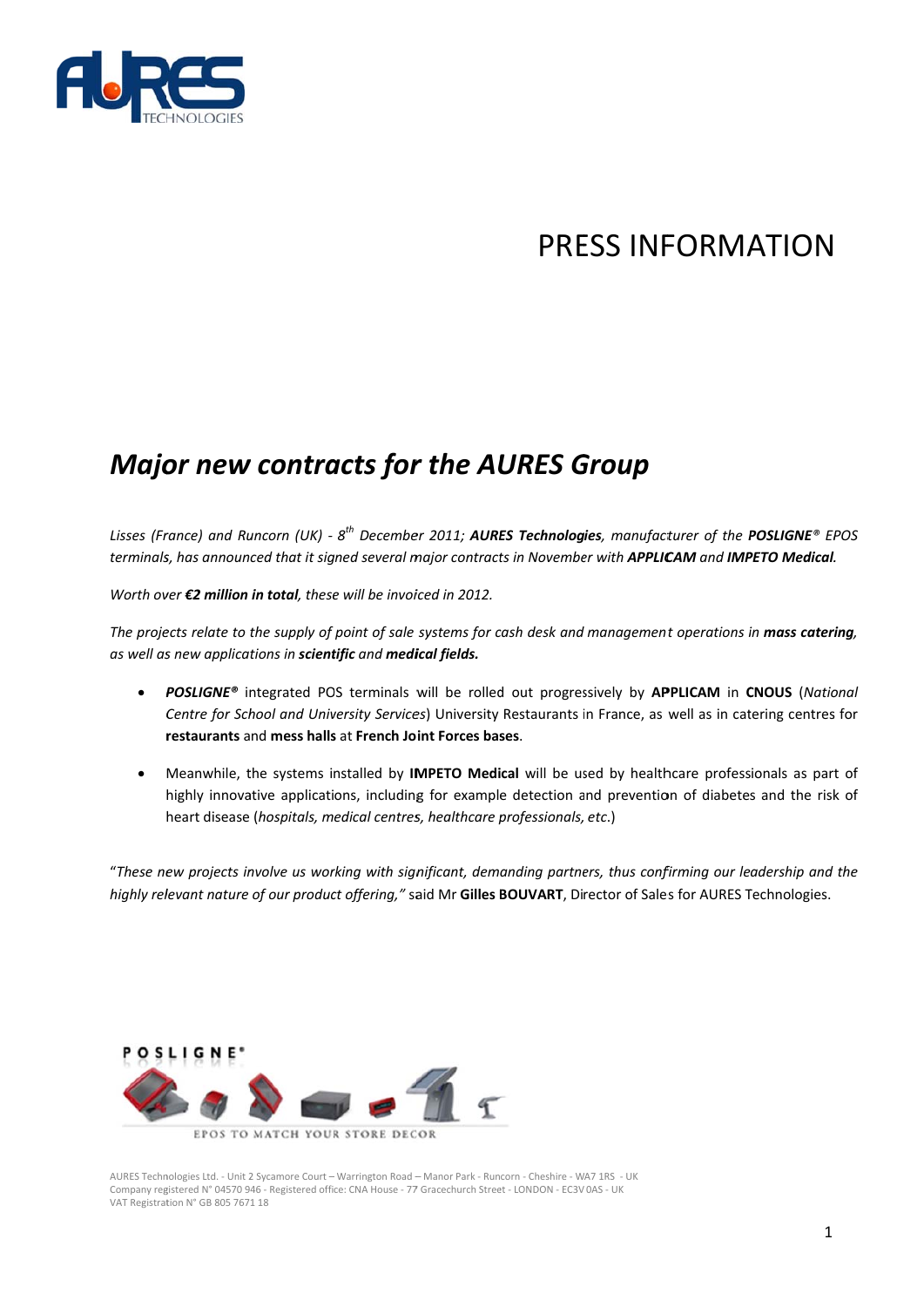# PRESS INFORMATION

## *Major new contracts for the AURES Group*

*Lisses (France) and Runcorn (UK) - 8th December 2011; **AURES Technologies**, manufacturer of the **POSLIGNE®** EPOS terminals, has announced that it signed several major contracts in November with **APPLICAM** and **IMPETO Medical**.*

*Worth over **€2 million in total**, these will be invoiced in 2012.*

*The projects relate to the supply of point of sale systems for cash desk and management operations in **mass catering**, as well as new applications in **scientific** and **medical fields.***

- ***POSLIGNE®*** integrated POS terminals will be rolled out progressively by **APPLICAM** in **CNOUS** (*National Centre for School and University Services*) University Restaurants in France, as well as in catering centres for **restaurants** and **mess halls** at **French Joint Forces bases**.
- Meanwhile, the systems installed by **IMPETO Medical** will be used by healthcare professionals as part of highly innovative applications, including for example detection and prevention of diabetes and the risk of heart disease (*hospitals, medical centres, healthcare professionals, etc.*)

"*These new projects involve us working with significant, demanding partners, thus confirming our leadership and the highly relevant nature of our product offering,"* said Mr **Gilles BOUVART**, Director of Sales for AURES Technologies.

AURES Technologies Ltd. - Unit 2 Sycamore Court – Warrington Road – Manor Park - Runcorn - Cheshire - WA7 1RS - UK
Company registered N° 04570 946 - Registered office: CNA House - 77 Gracechurch Street - LONDON - EC3V 0AS - UK
VAT Registration N° GB 805 7671 18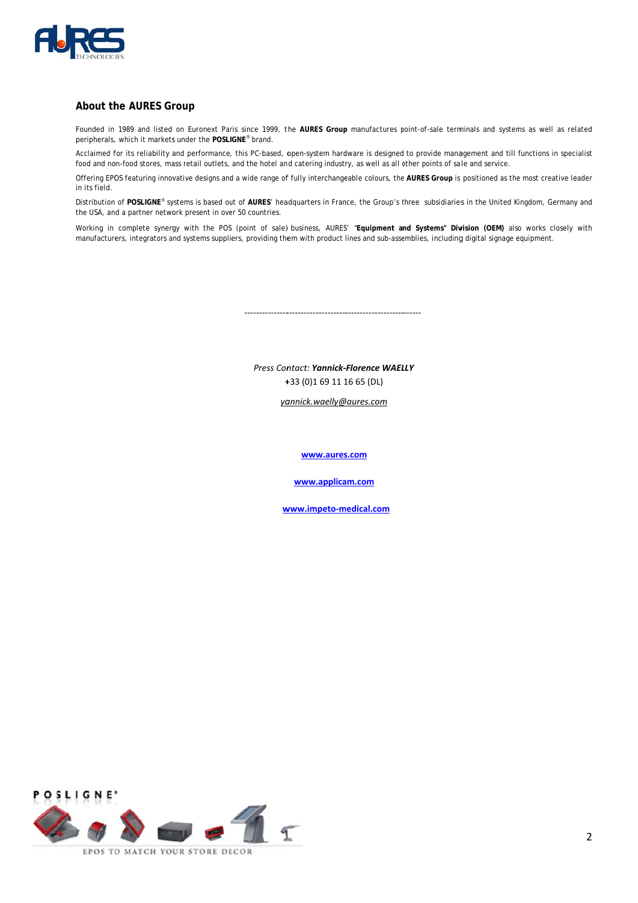## About the AURES Group

Founded in 1989 and listed on Euronext Paris since 1999, the **AURES Group** manufactures point-of-sale terminals and systems as well as related peripherals, which it markets under the **POSLIGNE**® brand.

Acclaimed for its reliability and performance, this PC-based, open-system hardware is designed to provide management and till functions in specialist food and non-food stores, mass retail outlets, and the hotel and catering industry, as well as all other points of sale and service.

Offering EPOS featuring innovative designs and a wide range of fully interchangeable colours, the **AURES Group** is positioned as the most creative leader in its field.

Distribution of **POSLIGNE**® systems is based out of **AURES**' headquarters in France, the Group's three subsidiaries in the United Kingdom, Germany and the USA, and a partner network present in over 50 countries.

Working in complete synergy with the POS (point of sale) business, AURES' "**Equipment and Systems**" **Division (OEM)** also works closely with manufacturers, integrators and systems suppliers, providing them with product lines and sub-assemblies, including digital signage equipment.

---

*Press Contact:* ***Yannick-Florence WAELLY***
+33 (0)1 69 11 16 65 (DL)

*yannick.waelly@aures.com*

**www.aures.com**

**www.applicam.com**

**www.impeto-medical.com**

POSLIGNE®

EPOS TO MATCH YOUR STORE DECOR